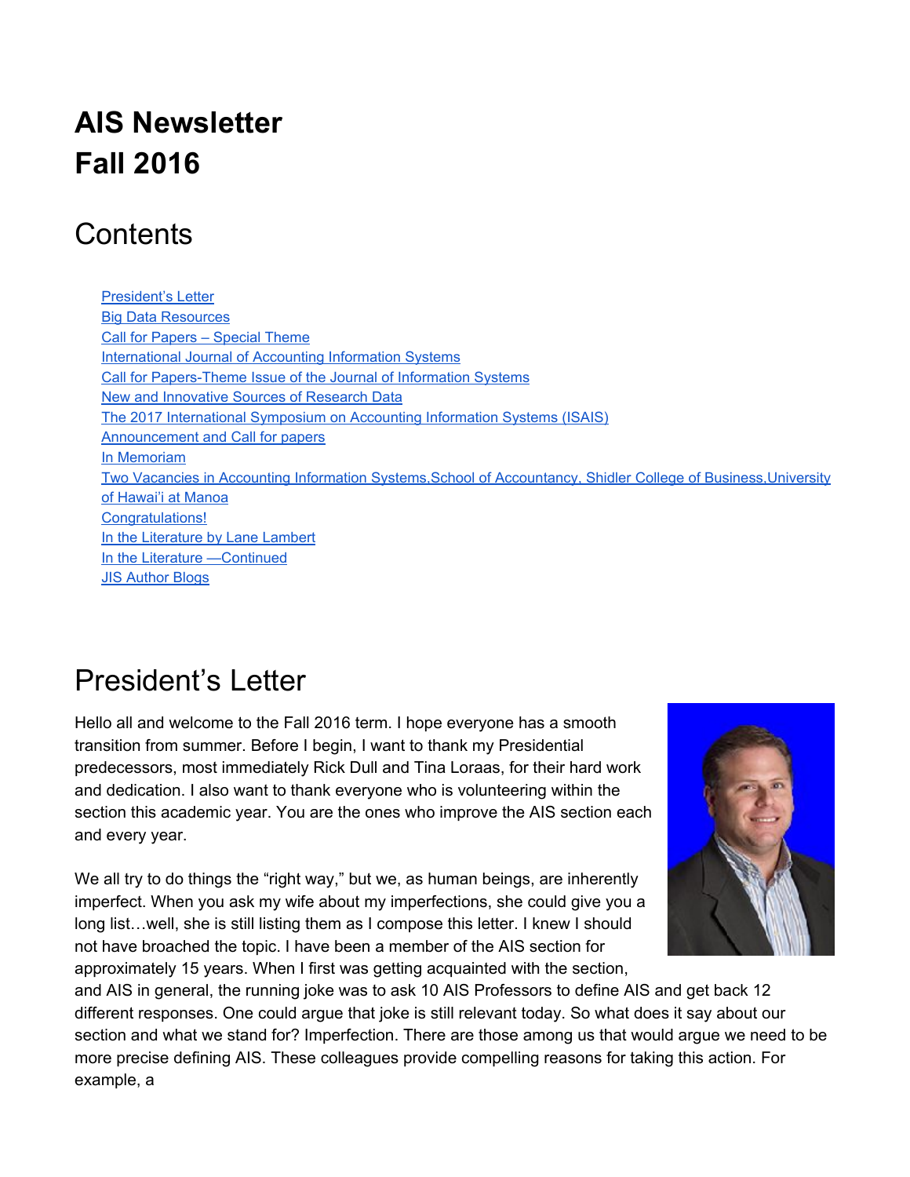# AIS Newsletter
# Fall 2016

## Contents

- [President's Letter]
- [Big Data Resources]
- [Call for Papers – Special Theme]
- [International Journal of Accounting Information Systems]
- [Call for Papers-Theme Issue of the Journal of Information Systems]
- [New and Innovative Sources of Research Data]
- [The 2017 International Symposium on Accounting Information Systems (ISAIS)]
- [Announcement and Call for papers]
- [In Memoriam]
- [Two Vacancies in Accounting Information Systems,School of Accountancy, Shidler College of Business,University of Hawai'i at Manoa]
- [Congratulations!]
- [In the Literature by Lane Lambert]
- [In the Literature —Continued]
- [JIS Author Blogs]

## President's Letter

Hello all and welcome to the Fall 2016 term. I hope everyone has a smooth transition from summer. Before I begin, I want to thank my Presidential predecessors, most immediately Rick Dull and Tina Loraas, for their hard work and dedication. I also want to thank everyone who is volunteering within the section this academic year. You are the ones who improve the AIS section each and every year.

We all try to do things the "right way," but we, as human beings, are inherently imperfect. When you ask my wife about my imperfections, she could give you a long list…well, she is still listing them as I compose this letter. I knew I should not have broached the topic. I have been a member of the AIS section for approximately 15 years. When I first was getting acquainted with the section, and AIS in general, the running joke was to ask 10 AIS Professors to define AIS and get back 12 different responses. One could argue that joke is still relevant today. So what does it say about our section and what we stand for? Imperfection. There are those among us that would argue we need to be more precise defining AIS. These colleagues provide compelling reasons for taking this action. For example, a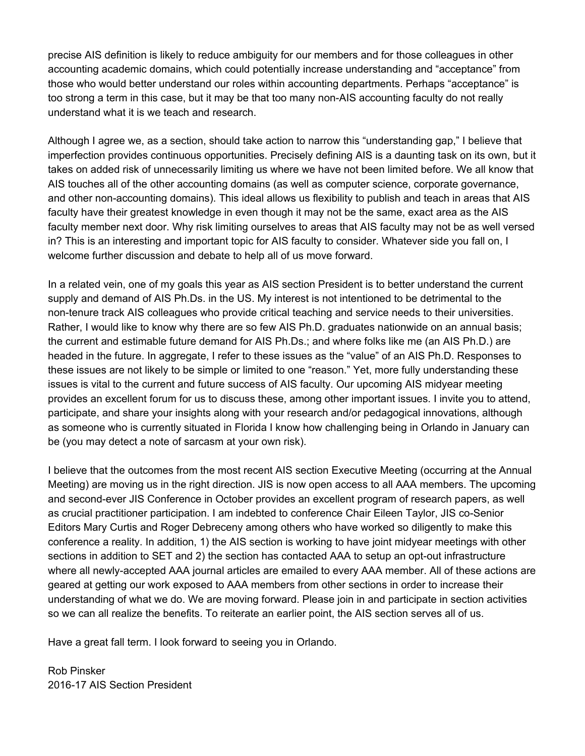precise AIS definition is likely to reduce ambiguity for our members and for those colleagues in other accounting academic domains, which could potentially increase understanding and "acceptance" from those who would better understand our roles within accounting departments. Perhaps "acceptance" is too strong a term in this case, but it may be that too many non-AIS accounting faculty do not really understand what it is we teach and research.

Although I agree we, as a section, should take action to narrow this "understanding gap," I believe that imperfection provides continuous opportunities. Precisely defining AIS is a daunting task on its own, but it takes on added risk of unnecessarily limiting us where we have not been limited before. We all know that AIS touches all of the other accounting domains (as well as computer science, corporate governance, and other non-accounting domains). This ideal allows us flexibility to publish and teach in areas that AIS faculty have their greatest knowledge in even though it may not be the same, exact area as the AIS faculty member next door. Why risk limiting ourselves to areas that AIS faculty may not be as well versed in? This is an interesting and important topic for AIS faculty to consider. Whatever side you fall on, I welcome further discussion and debate to help all of us move forward.

In a related vein, one of my goals this year as AIS section President is to better understand the current supply and demand of AIS Ph.Ds. in the US. My interest is not intentioned to be detrimental to the non-tenure track AIS colleagues who provide critical teaching and service needs to their universities. Rather, I would like to know why there are so few AIS Ph.D. graduates nationwide on an annual basis; the current and estimable future demand for AIS Ph.Ds.; and where folks like me (an AIS Ph.D.) are headed in the future. In aggregate, I refer to these issues as the "value" of an AIS Ph.D. Responses to these issues are not likely to be simple or limited to one "reason." Yet, more fully understanding these issues is vital to the current and future success of AIS faculty. Our upcoming AIS midyear meeting provides an excellent forum for us to discuss these, among other important issues. I invite you to attend, participate, and share your insights along with your research and/or pedagogical innovations, although as someone who is currently situated in Florida I know how challenging being in Orlando in January can be (you may detect a note of sarcasm at your own risk).

I believe that the outcomes from the most recent AIS section Executive Meeting (occurring at the Annual Meeting) are moving us in the right direction. JIS is now open access to all AAA members. The upcoming and second-ever JIS Conference in October provides an excellent program of research papers, as well as crucial practitioner participation. I am indebted to conference Chair Eileen Taylor, JIS co-Senior Editors Mary Curtis and Roger Debreceny among others who have worked so diligently to make this conference a reality. In addition, 1) the AIS section is working to have joint midyear meetings with other sections in addition to SET and 2) the section has contacted AAA to setup an opt-out infrastructure where all newly-accepted AAA journal articles are emailed to every AAA member. All of these actions are geared at getting our work exposed to AAA members from other sections in order to increase their understanding of what we do. We are moving forward. Please join in and participate in section activities so we can all realize the benefits. To reiterate an earlier point, the AIS section serves all of us.

Have a great fall term. I look forward to seeing you in Orlando.

Rob Pinsker
2016-17 AIS Section President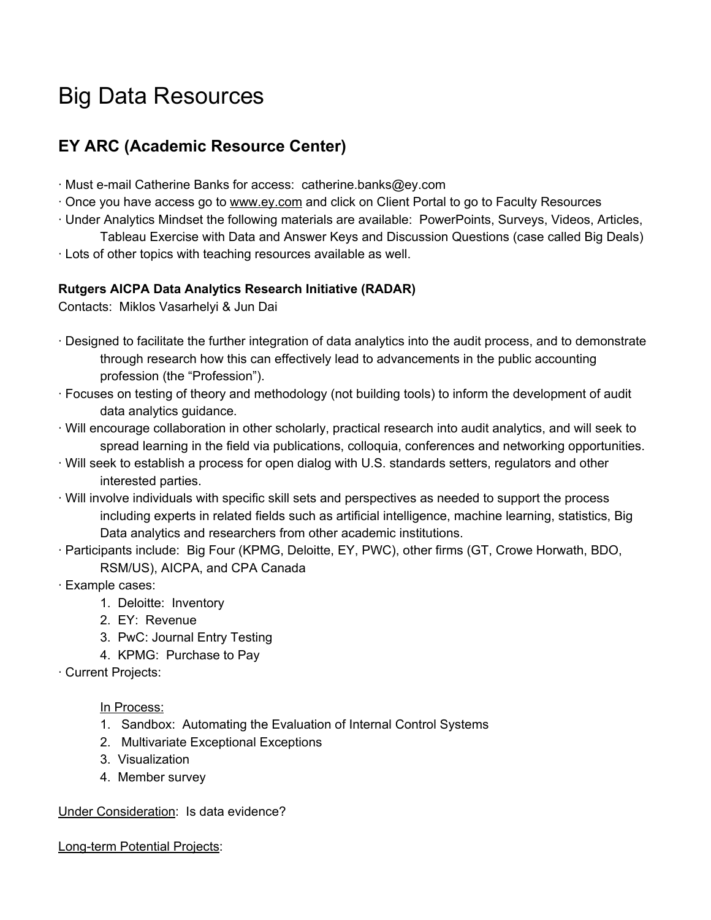# Big Data Resources

## EY ARC (Academic Resource Center)

- Must e-mail Catherine Banks for access: catherine.banks@ey.com
- Once you have access go to www.ey.com and click on Client Portal to go to Faculty Resources
- Under Analytics Mindset the following materials are available: PowerPoints, Surveys, Videos, Articles, Tableau Exercise with Data and Answer Keys and Discussion Questions (case called Big Deals)
- Lots of other topics with teaching resources available as well.

### Rutgers AICPA Data Analytics Research Initiative (RADAR)

Contacts: Miklos Vasarhelyi & Jun Dai

- Designed to facilitate the further integration of data analytics into the audit process, and to demonstrate through research how this can effectively lead to advancements in the public accounting profession (the "Profession").
- Focuses on testing of theory and methodology (not building tools) to inform the development of audit data analytics guidance.
- Will encourage collaboration in other scholarly, practical research into audit analytics, and will seek to spread learning in the field via publications, colloquia, conferences and networking opportunities.
- Will seek to establish a process for open dialog with U.S. standards setters, regulators and other interested parties.
- Will involve individuals with specific skill sets and perspectives as needed to support the process including experts in related fields such as artificial intelligence, machine learning, statistics, Big Data analytics and researchers from other academic institutions.
- Participants include: Big Four (KPMG, Deloitte, EY, PWC), other firms (GT, Crowe Horwath, BDO, RSM/US), AICPA, and CPA Canada
- Example cases:
  1. Deloitte: Inventory
  2. EY: Revenue
  3. PwC: Journal Entry Testing
  4. KPMG: Purchase to Pay
- Current Projects:

  In Process:
  1. Sandbox: Automating the Evaluation of Internal Control Systems
  2. Multivariate Exceptional Exceptions
  3. Visualization
  4. Member survey

Under Consideration: Is data evidence?

Long-term Potential Projects: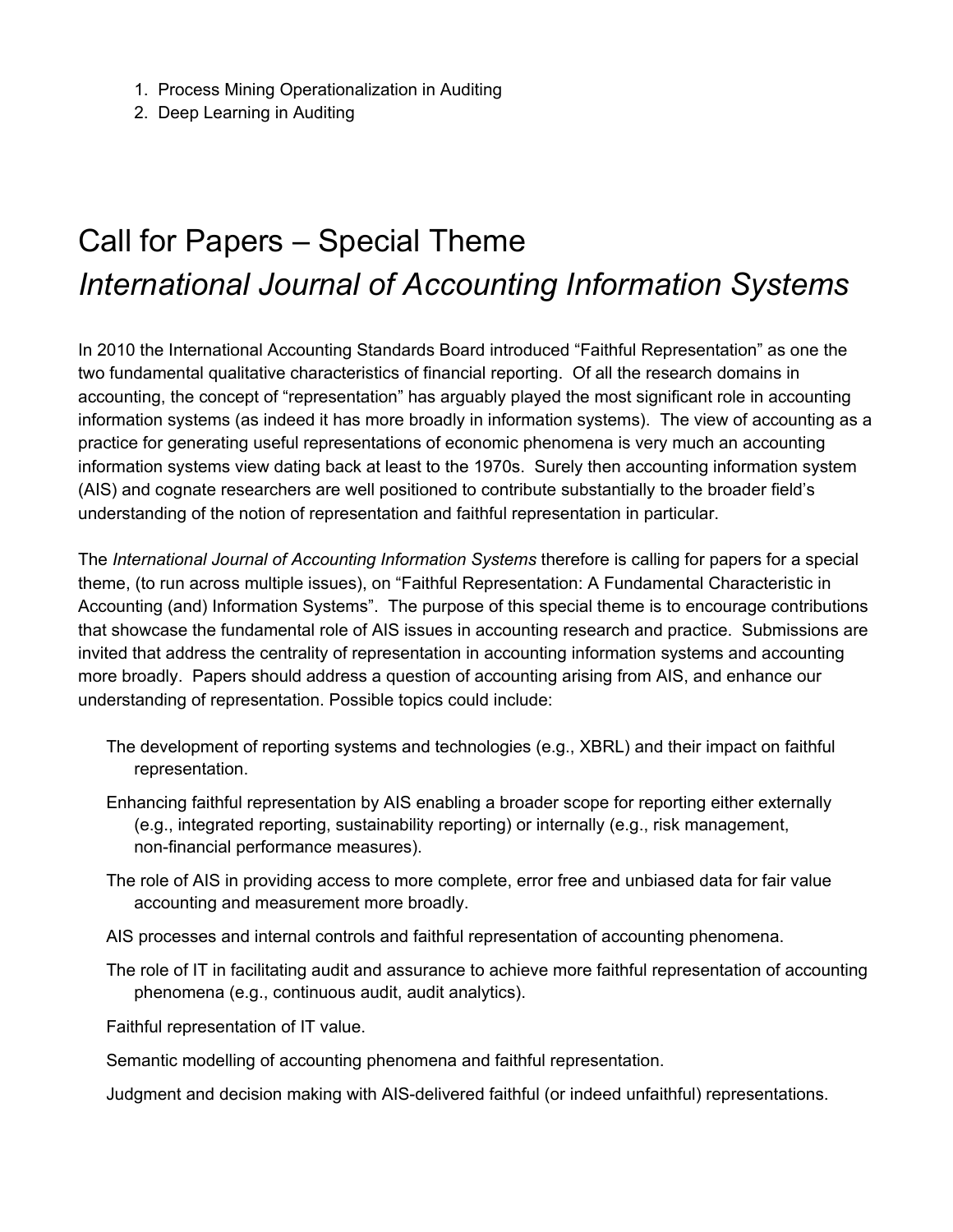1. Process Mining Operationalization in Auditing
2. Deep Learning in Auditing

# Call for Papers – Special Theme
# *International Journal of Accounting Information Systems*

In 2010 the International Accounting Standards Board introduced "Faithful Representation" as one the two fundamental qualitative characteristics of financial reporting. Of all the research domains in accounting, the concept of "representation" has arguably played the most significant role in accounting information systems (as indeed it has more broadly in information systems). The view of accounting as a practice for generating useful representations of economic phenomena is very much an accounting information systems view dating back at least to the 1970s. Surely then accounting information system (AIS) and cognate researchers are well positioned to contribute substantially to the broader field's understanding of the notion of representation and faithful representation in particular.

The *International Journal of Accounting Information Systems* therefore is calling for papers for a special theme, (to run across multiple issues), on "Faithful Representation: A Fundamental Characteristic in Accounting (and) Information Systems". The purpose of this special theme is to encourage contributions that showcase the fundamental role of AIS issues in accounting research and practice. Submissions are invited that address the centrality of representation in accounting information systems and accounting more broadly. Papers should address a question of accounting arising from AIS, and enhance our understanding of representation. Possible topics could include:

- The development of reporting systems and technologies (e.g., XBRL) and their impact on faithful representation.
- Enhancing faithful representation by AIS enabling a broader scope for reporting either externally (e.g., integrated reporting, sustainability reporting) or internally (e.g., risk management, non-financial performance measures).
- The role of AIS in providing access to more complete, error free and unbiased data for fair value accounting and measurement more broadly.
- AIS processes and internal controls and faithful representation of accounting phenomena.
- The role of IT in facilitating audit and assurance to achieve more faithful representation of accounting phenomena (e.g., continuous audit, audit analytics).
- Faithful representation of IT value.
- Semantic modelling of accounting phenomena and faithful representation.
- Judgment and decision making with AIS-delivered faithful (or indeed unfaithful) representations.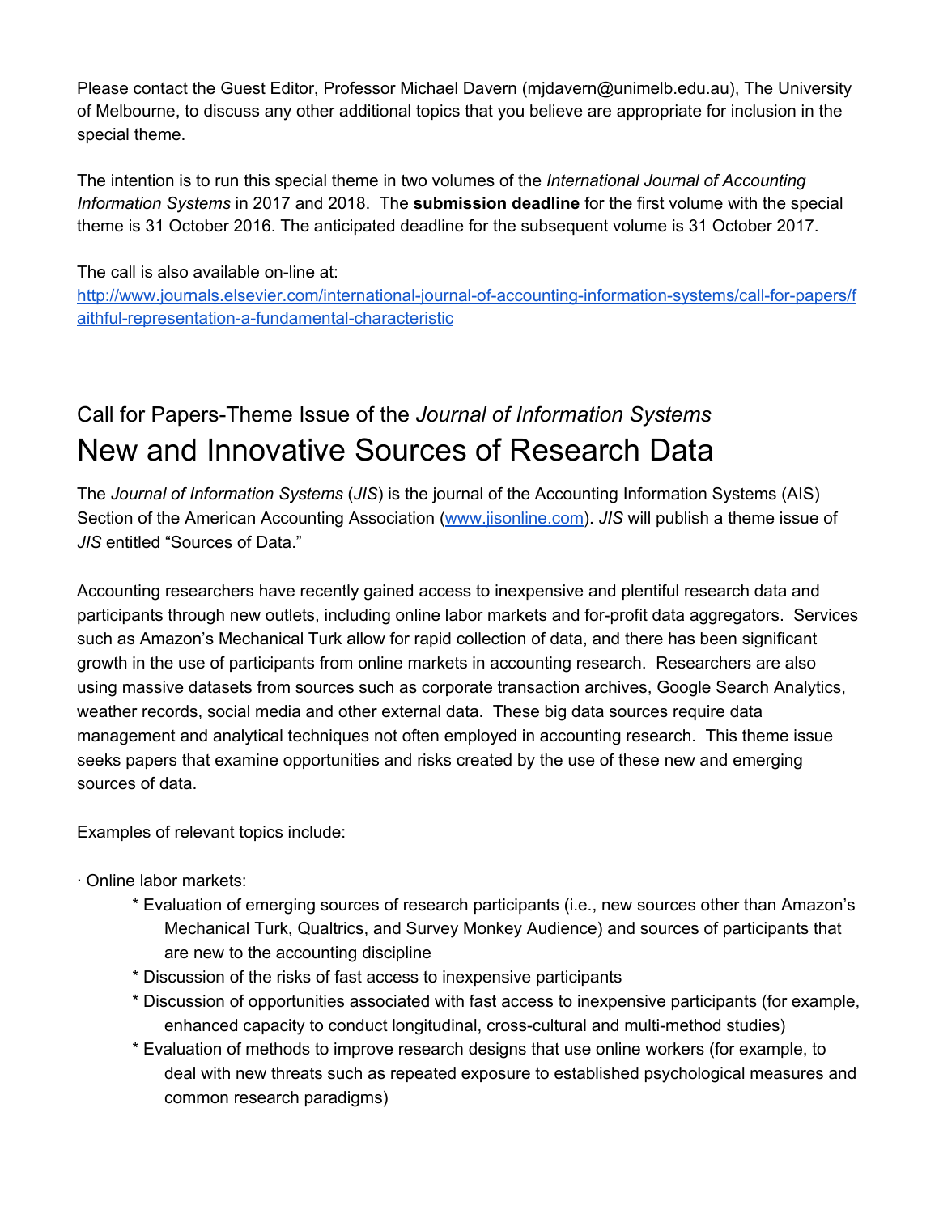Please contact the Guest Editor, Professor Michael Davern (mjdavern@unimelb.edu.au), The University of Melbourne, to discuss any other additional topics that you believe are appropriate for inclusion in the special theme.

The intention is to run this special theme in two volumes of the *International Journal of Accounting Information Systems* in 2017 and 2018. The **submission deadline** for the first volume with the special theme is 31 October 2016. The anticipated deadline for the subsequent volume is 31 October 2017.

The call is also available on-line at:
[http://www.journals.elsevier.com/international-journal-of-accounting-information-systems/call-for-papers/faithful-representation-a-fundamental-characteristic](http://www.journals.elsevier.com/international-journal-of-accounting-information-systems/call-for-papers/faithful-representation-a-fundamental-characteristic)

### Call for Papers-Theme Issue of the *Journal of Information Systems*

# New and Innovative Sources of Research Data

The *Journal of Information Systems* (*JIS*) is the journal of the Accounting Information Systems (AIS) Section of the American Accounting Association ([www.jisonline.com](http://www.jisonline.com)). *JIS* will publish a theme issue of *JIS* entitled "Sources of Data."

Accounting researchers have recently gained access to inexpensive and plentiful research data and participants through new outlets, including online labor markets and for-profit data aggregators. Services such as Amazon's Mechanical Turk allow for rapid collection of data, and there has been significant growth in the use of participants from online markets in accounting research. Researchers are also using massive datasets from sources such as corporate transaction archives, Google Search Analytics, weather records, social media and other external data. These big data sources require data management and analytical techniques not often employed in accounting research. This theme issue seeks papers that examine opportunities and risks created by the use of these new and emerging sources of data.

Examples of relevant topics include:

· Online labor markets:

- Evaluation of emerging sources of research participants (i.e., new sources other than Amazon's Mechanical Turk, Qualtrics, and Survey Monkey Audience) and sources of participants that are new to the accounting discipline
- Discussion of the risks of fast access to inexpensive participants
- Discussion of opportunities associated with fast access to inexpensive participants (for example, enhanced capacity to conduct longitudinal, cross-cultural and multi-method studies)
- Evaluation of methods to improve research designs that use online workers (for example, to deal with new threats such as repeated exposure to established psychological measures and common research paradigms)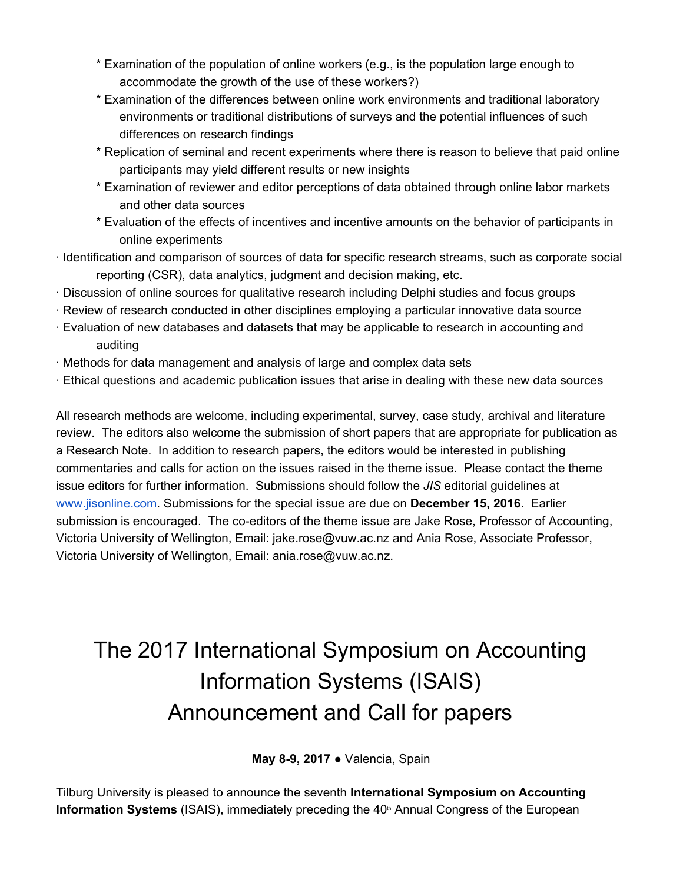* Examination of the population of online workers (e.g., is the population large enough to accommodate the growth of the use of these workers?)
  * Examination of the differences between online work environments and traditional laboratory environments or traditional distributions of surveys and the potential influences of such differences on research findings
  * Replication of seminal and recent experiments where there is reason to believe that paid online participants may yield different results or new insights
  * Examination of reviewer and editor perceptions of data obtained through online labor markets and other data sources
  * Evaluation of the effects of incentives and incentive amounts on the behavior of participants in online experiments

· Identification and comparison of sources of data for specific research streams, such as corporate social reporting (CSR), data analytics, judgment and decision making, etc.

· Discussion of online sources for qualitative research including Delphi studies and focus groups

· Review of research conducted in other disciplines employing a particular innovative data source

· Evaluation of new databases and datasets that may be applicable to research in accounting and auditing

· Methods for data management and analysis of large and complex data sets

· Ethical questions and academic publication issues that arise in dealing with these new data sources

All research methods are welcome, including experimental, survey, case study, archival and literature review. The editors also welcome the submission of short papers that are appropriate for publication as a Research Note. In addition to research papers, the editors would be interested in publishing commentaries and calls for action on the issues raised in the theme issue. Please contact the theme issue editors for further information. Submissions should follow the *JIS* editorial guidelines at [www.jisonline.com](http://www.jisonline.com). Submissions for the special issue are due on **December 15, 2016**. Earlier submission is encouraged. The co-editors of the theme issue are Jake Rose, Professor of Accounting, Victoria University of Wellington, Email: jake.rose@vuw.ac.nz and Ania Rose, Associate Professor, Victoria University of Wellington, Email: ania.rose@vuw.ac.nz.

# The 2017 International Symposium on Accounting Information Systems (ISAIS) Announcement and Call for papers

**May 8-9, 2017** ● Valencia, Spain

Tilburg University is pleased to announce the seventh **International Symposium on Accounting Information Systems** (ISAIS), immediately preceding the 40th Annual Congress of the European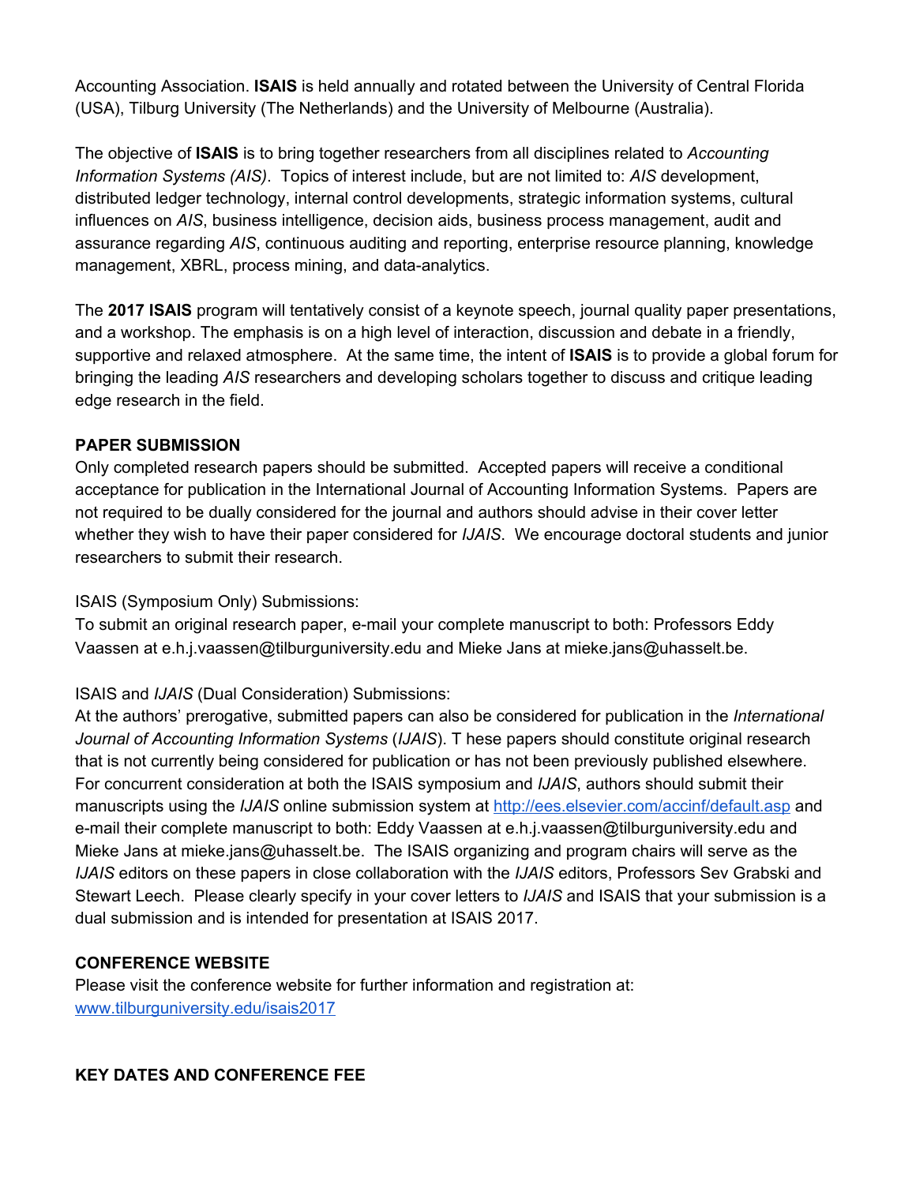Accounting Association. **ISAIS** is held annually and rotated between the University of Central Florida (USA), Tilburg University (The Netherlands) and the University of Melbourne (Australia).

The objective of **ISAIS** is to bring together researchers from all disciplines related to *Accounting Information Systems (AIS)*. Topics of interest include, but are not limited to: *AIS* development, distributed ledger technology, internal control developments, strategic information systems, cultural influences on *AIS*, business intelligence, decision aids, business process management, audit and assurance regarding *AIS*, continuous auditing and reporting, enterprise resource planning, knowledge management, XBRL, process mining, and data-analytics.

The **2017 ISAIS** program will tentatively consist of a keynote speech, journal quality paper presentations, and a workshop. The emphasis is on a high level of interaction, discussion and debate in a friendly, supportive and relaxed atmosphere. At the same time, the intent of **ISAIS** is to provide a global forum for bringing the leading *AIS* researchers and developing scholars together to discuss and critique leading edge research in the field.

**PAPER SUBMISSION**

Only completed research papers should be submitted. Accepted papers will receive a conditional acceptance for publication in the International Journal of Accounting Information Systems. Papers are not required to be dually considered for the journal and authors should advise in their cover letter whether they wish to have their paper considered for *IJAIS*. We encourage doctoral students and junior researchers to submit their research.

ISAIS (Symposium Only) Submissions:

To submit an original research paper, e-mail your complete manuscript to both: Professors Eddy Vaassen at e.h.j.vaassen@tilburguniversity.edu and Mieke Jans at mieke.jans@uhasselt.be.

ISAIS and *IJAIS* (Dual Consideration) Submissions:

At the authors' prerogative, submitted papers can also be considered for publication in the *International Journal of Accounting Information Systems* (*IJAIS*). T hese papers should constitute original research that is not currently being considered for publication or has not been previously published elsewhere. For concurrent consideration at both the ISAIS symposium and *IJAIS*, authors should submit their manuscripts using the *IJAIS* online submission system at http://ees.elsevier.com/accinf/default.asp and e-mail their complete manuscript to both: Eddy Vaassen at e.h.j.vaassen@tilburguniversity.edu and Mieke Jans at mieke.jans@uhasselt.be. The ISAIS organizing and program chairs will serve as the *IJAIS* editors on these papers in close collaboration with the *IJAIS* editors, Professors Sev Grabski and Stewart Leech. Please clearly specify in your cover letters to *IJAIS* and ISAIS that your submission is a dual submission and is intended for presentation at ISAIS 2017.

**CONFERENCE WEBSITE**

Please visit the conference website for further information and registration at: www.tilburguniversity.edu/isais2017

**KEY DATES AND CONFERENCE FEE**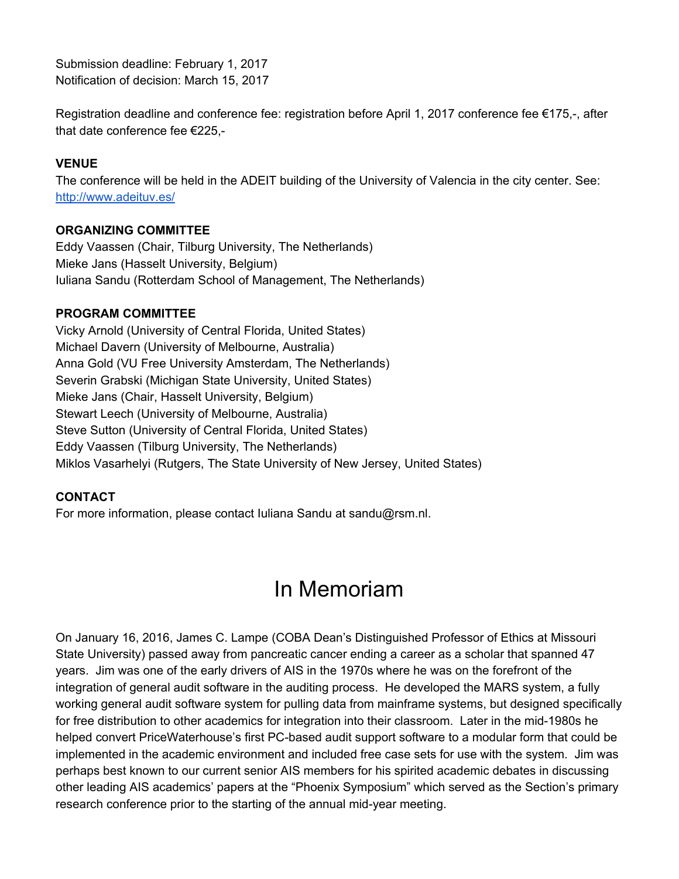Submission deadline: February 1, 2017
Notification of decision: March 15, 2017

Registration deadline and conference fee: registration before April 1, 2017 conference fee €175,-, after that date conference fee €225,-

**VENUE**
The conference will be held in the ADEIT building of the University of Valencia in the city center. See: http://www.adeituv.es/

**ORGANIZING COMMITTEE**
Eddy Vaassen (Chair, Tilburg University, The Netherlands)
Mieke Jans (Hasselt University, Belgium)
Iuliana Sandu (Rotterdam School of Management, The Netherlands)

**PROGRAM COMMITTEE**
Vicky Arnold (University of Central Florida, United States)
Michael Davern (University of Melbourne, Australia)
Anna Gold (VU Free University Amsterdam, The Netherlands)
Severin Grabski (Michigan State University, United States)
Mieke Jans (Chair, Hasselt University, Belgium)
Stewart Leech (University of Melbourne, Australia)
Steve Sutton (University of Central Florida, United States)
Eddy Vaassen (Tilburg University, The Netherlands)
Miklos Vasarhelyi (Rutgers, The State University of New Jersey, United States)

**CONTACT**
For more information, please contact Iuliana Sandu at sandu@rsm.nl.

# In Memoriam

On January 16, 2016, James C. Lampe (COBA Dean's Distinguished Professor of Ethics at Missouri State University) passed away from pancreatic cancer ending a career as a scholar that spanned 47 years. Jim was one of the early drivers of AIS in the 1970s where he was on the forefront of the integration of general audit software in the auditing process. He developed the MARS system, a fully working general audit software system for pulling data from mainframe systems, but designed specifically for free distribution to other academics for integration into their classroom. Later in the mid-1980s he helped convert PriceWaterhouse's first PC-based audit support software to a modular form that could be implemented in the academic environment and included free case sets for use with the system. Jim was perhaps best known to our current senior AIS members for his spirited academic debates in discussing other leading AIS academics' papers at the "Phoenix Symposium" which served as the Section's primary research conference prior to the starting of the annual mid-year meeting.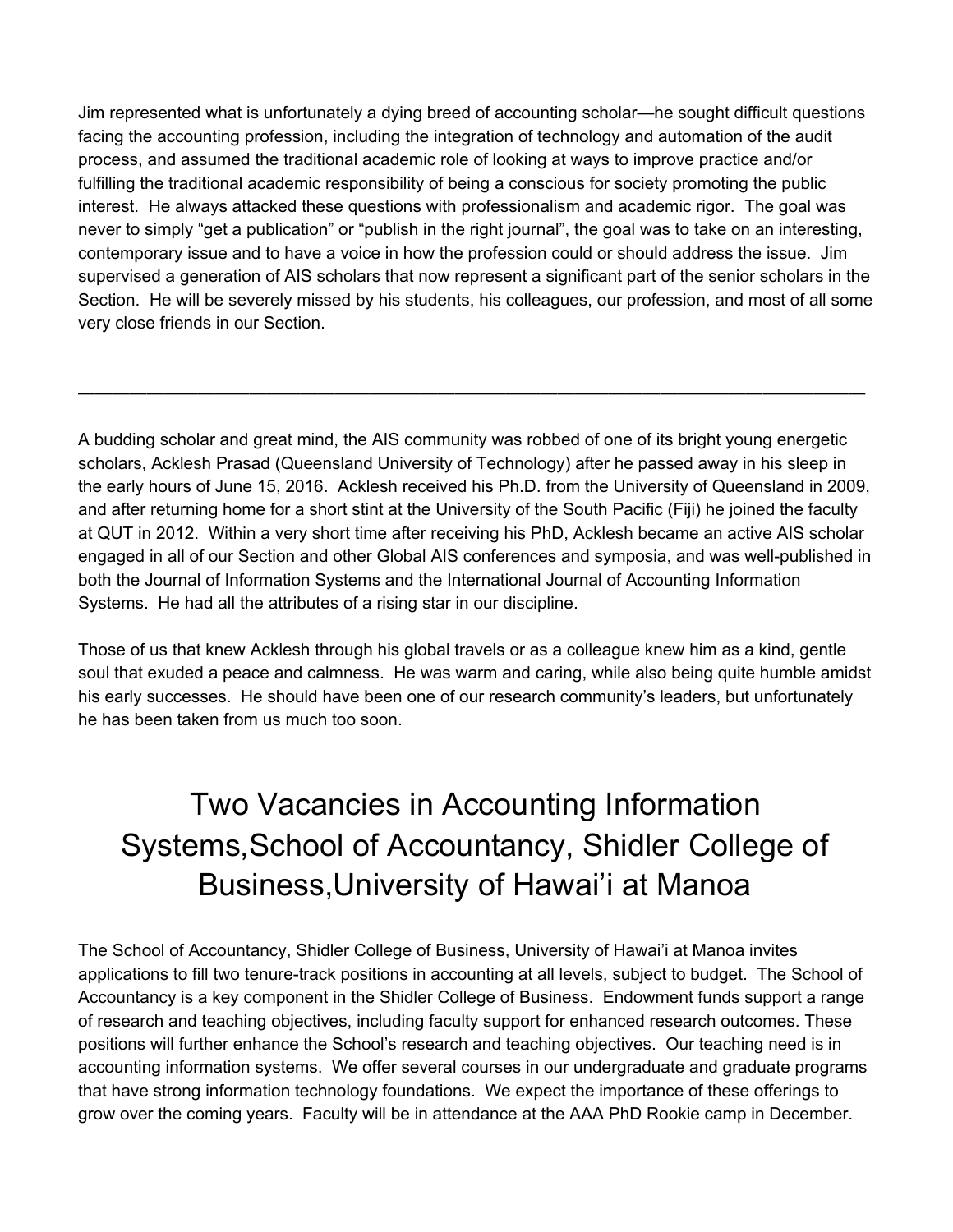Jim represented what is unfortunately a dying breed of accounting scholar—he sought difficult questions facing the accounting profession, including the integration of technology and automation of the audit process, and assumed the traditional academic role of looking at ways to improve practice and/or fulfilling the traditional academic responsibility of being a conscious for society promoting the public interest. He always attacked these questions with professionalism and academic rigor. The goal was never to simply "get a publication" or "publish in the right journal", the goal was to take on an interesting, contemporary issue and to have a voice in how the profession could or should address the issue. Jim supervised a generation of AIS scholars that now represent a significant part of the senior scholars in the Section. He will be severely missed by his students, his colleagues, our profession, and most of all some very close friends in our Section.

---

A budding scholar and great mind, the AIS community was robbed of one of its bright young energetic scholars, Acklesh Prasad (Queensland University of Technology) after he passed away in his sleep in the early hours of June 15, 2016. Acklesh received his Ph.D. from the University of Queensland in 2009, and after returning home for a short stint at the University of the South Pacific (Fiji) he joined the faculty at QUT in 2012. Within a very short time after receiving his PhD, Acklesh became an active AIS scholar engaged in all of our Section and other Global AIS conferences and symposia, and was well-published in both the Journal of Information Systems and the International Journal of Accounting Information Systems. He had all the attributes of a rising star in our discipline.

Those of us that knew Acklesh through his global travels or as a colleague knew him as a kind, gentle soul that exuded a peace and calmness. He was warm and caring, while also being quite humble amidst his early successes. He should have been one of our research community's leaders, but unfortunately he has been taken from us much too soon.

# Two Vacancies in Accounting Information Systems,School of Accountancy, Shidler College of Business,University of Hawai'i at Manoa

The School of Accountancy, Shidler College of Business, University of Hawai'i at Manoa invites applications to fill two tenure-track positions in accounting at all levels, subject to budget. The School of Accountancy is a key component in the Shidler College of Business. Endowment funds support a range of research and teaching objectives, including faculty support for enhanced research outcomes. These positions will further enhance the School's research and teaching objectives. Our teaching need is in accounting information systems. We offer several courses in our undergraduate and graduate programs that have strong information technology foundations. We expect the importance of these offerings to grow over the coming years. Faculty will be in attendance at the AAA PhD Rookie camp in December.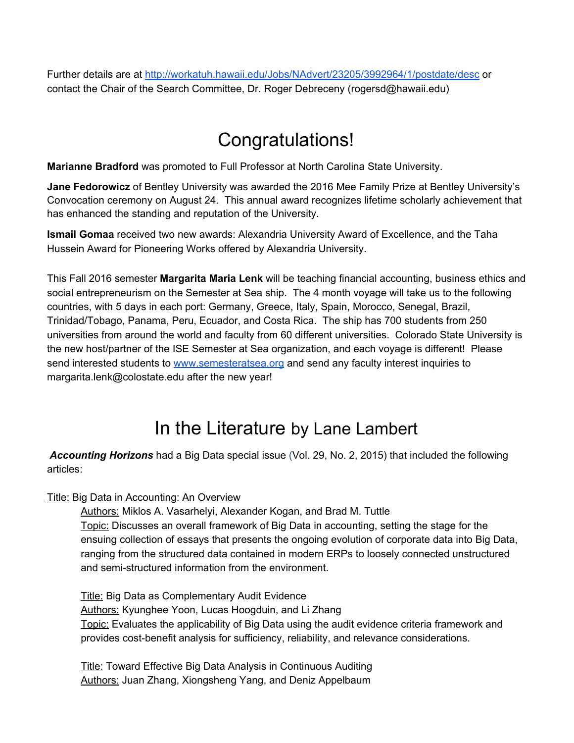Further details are at http://workatuh.hawaii.edu/Jobs/NAdvert/23205/3992964/1/postdate/desc or contact the Chair of the Search Committee, Dr. Roger Debreceny (rogersd@hawaii.edu)

# Congratulations!

**Marianne Bradford** was promoted to Full Professor at North Carolina State University.

**Jane Fedorowicz** of Bentley University was awarded the 2016 Mee Family Prize at Bentley University's Convocation ceremony on August 24. This annual award recognizes lifetime scholarly achievement that has enhanced the standing and reputation of the University.

**Ismail Gomaa** received two new awards: Alexandria University Award of Excellence, and the Taha Hussein Award for Pioneering Works offered by Alexandria University.

This Fall 2016 semester **Margarita Maria Lenk** will be teaching financial accounting, business ethics and social entrepreneurism on the Semester at Sea ship. The 4 month voyage will take us to the following countries, with 5 days in each port: Germany, Greece, Italy, Spain, Morocco, Senegal, Brazil, Trinidad/Tobago, Panama, Peru, Ecuador, and Costa Rica. The ship has 700 students from 250 universities from around the world and faculty from 60 different universities. Colorado State University is the new host/partner of the ISE Semester at Sea organization, and each voyage is different! Please send interested students to www.semesteratsea.org and send any faculty interest inquiries to margarita.lenk@colostate.edu after the new year!

# In the Literature by Lane Lambert

***Accounting Horizons*** had a Big Data special issue (Vol. 29, No. 2, 2015) that included the following articles:

Title: Big Data in Accounting: An Overview
Authors: Miklos A. Vasarhelyi, Alexander Kogan, and Brad M. Tuttle
Topic: Discusses an overall framework of Big Data in accounting, setting the stage for the ensuing collection of essays that presents the ongoing evolution of corporate data into Big Data, ranging from the structured data contained in modern ERPs to loosely connected unstructured and semi-structured information from the environment.

Title: Big Data as Complementary Audit Evidence
Authors: Kyunghee Yoon, Lucas Hoogduin, and Li Zhang
Topic: Evaluates the applicability of Big Data using the audit evidence criteria framework and provides cost-benefit analysis for sufficiency, reliability, and relevance considerations.

Title: Toward Effective Big Data Analysis in Continuous Auditing
Authors: Juan Zhang, Xiongsheng Yang, and Deniz Appelbaum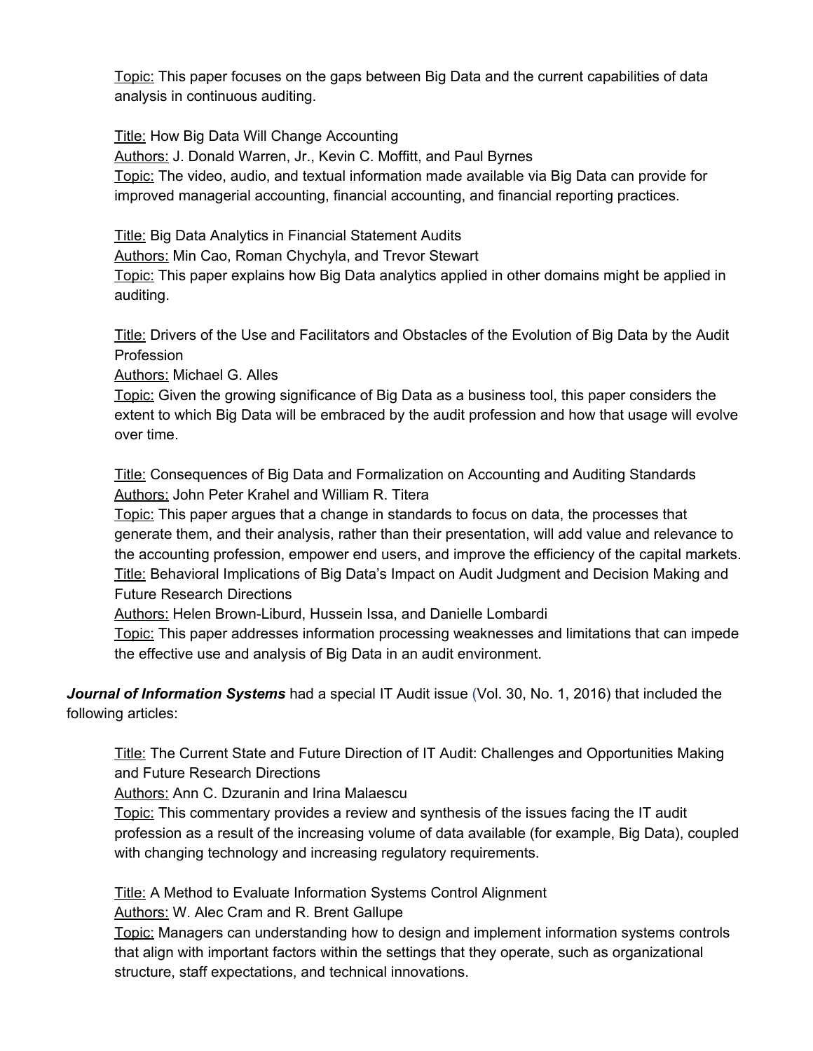Topic: This paper focuses on the gaps between Big Data and the current capabilities of data analysis in continuous auditing.

Title: How Big Data Will Change Accounting
Authors: J. Donald Warren, Jr., Kevin C. Moffitt, and Paul Byrnes
Topic: The video, audio, and textual information made available via Big Data can provide for improved managerial accounting, financial accounting, and financial reporting practices.

Title: Big Data Analytics in Financial Statement Audits
Authors: Min Cao, Roman Chychyla, and Trevor Stewart
Topic: This paper explains how Big Data analytics applied in other domains might be applied in auditing.

Title: Drivers of the Use and Facilitators and Obstacles of the Evolution of Big Data by the Audit Profession
Authors: Michael G. Alles
Topic: Given the growing significance of Big Data as a business tool, this paper considers the extent to which Big Data will be embraced by the audit profession and how that usage will evolve over time.

Title: Consequences of Big Data and Formalization on Accounting and Auditing Standards
Authors: John Peter Krahel and William R. Titera
Topic: This paper argues that a change in standards to focus on data, the processes that generate them, and their analysis, rather than their presentation, will add value and relevance to the accounting profession, empower end users, and improve the efficiency of the capital markets.
Title: Behavioral Implications of Big Data's Impact on Audit Judgment and Decision Making and Future Research Directions
Authors: Helen Brown-Liburd, Hussein Issa, and Danielle Lombardi
Topic: This paper addresses information processing weaknesses and limitations that can impede the effective use and analysis of Big Data in an audit environment.

***Journal of Information Systems*** had a special IT Audit issue (Vol. 30, No. 1, 2016) that included the following articles:

Title: The Current State and Future Direction of IT Audit: Challenges and Opportunities Making and Future Research Directions
Authors: Ann C. Dzuranin and Irina Malaescu
Topic: This commentary provides a review and synthesis of the issues facing the IT audit profession as a result of the increasing volume of data available (for example, Big Data), coupled with changing technology and increasing regulatory requirements.

Title: A Method to Evaluate Information Systems Control Alignment
Authors: W. Alec Cram and R. Brent Gallupe
Topic: Managers can understanding how to design and implement information systems controls that align with important factors within the settings that they operate, such as organizational structure, staff expectations, and technical innovations.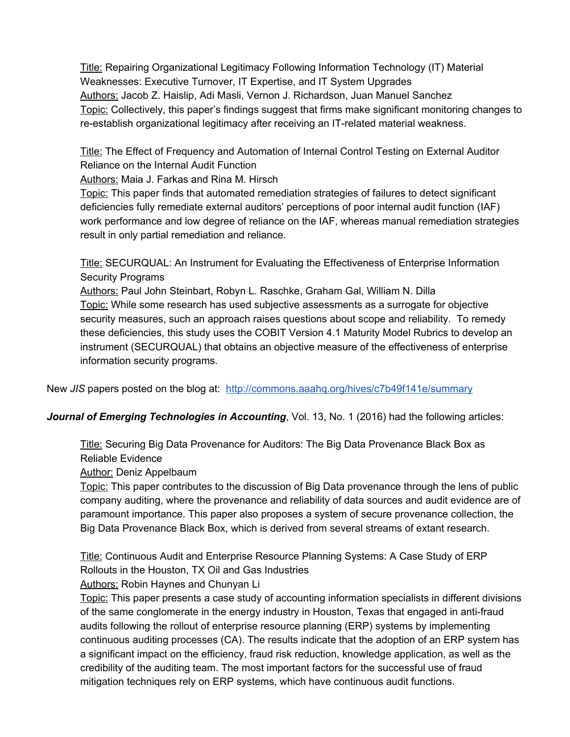Title: Repairing Organizational Legitimacy Following Information Technology (IT) Material Weaknesses: Executive Turnover, IT Expertise, and IT System Upgrades
Authors: Jacob Z. Haislip, Adi Masli, Vernon J. Richardson, Juan Manuel Sanchez
Topic: Collectively, this paper's findings suggest that firms make significant monitoring changes to re-establish organizational legitimacy after receiving an IT-related material weakness.

Title: The Effect of Frequency and Automation of Internal Control Testing on External Auditor Reliance on the Internal Audit Function
Authors: Maia J. Farkas and Rina M. Hirsch
Topic: This paper finds that automated remediation strategies of failures to detect significant deficiencies fully remediate external auditors' perceptions of poor internal audit function (IAF) work performance and low degree of reliance on the IAF, whereas manual remediation strategies result in only partial remediation and reliance.

Title: SECURQUAL: An Instrument for Evaluating the Effectiveness of Enterprise Information Security Programs
Authors: Paul John Steinbart, Robyn L. Raschke, Graham Gal, William N. Dilla
Topic: While some research has used subjective assessments as a surrogate for objective security measures, such an approach raises questions about scope and reliability. To remedy these deficiencies, this study uses the COBIT Version 4.1 Maturity Model Rubrics to develop an instrument (SECURQUAL) that obtains an objective measure of the effectiveness of enterprise information security programs.

New *JIS* papers posted on the blog at: http://commons.aaahq.org/hives/c7b49f141e/summary

***Journal of Emerging Technologies in Accounting***, Vol. 13, No. 1 (2016) had the following articles:

Title: Securing Big Data Provenance for Auditors: The Big Data Provenance Black Box as Reliable Evidence
Author: Deniz Appelbaum
Topic: This paper contributes to the discussion of Big Data provenance through the lens of public company auditing, where the provenance and reliability of data sources and audit evidence are of paramount importance. This paper also proposes a system of secure provenance collection, the Big Data Provenance Black Box, which is derived from several streams of extant research.

Title: Continuous Audit and Enterprise Resource Planning Systems: A Case Study of ERP Rollouts in the Houston, TX Oil and Gas Industries
Authors: Robin Haynes and Chunyan Li
Topic: This paper presents a case study of accounting information specialists in different divisions of the same conglomerate in the energy industry in Houston, Texas that engaged in anti-fraud audits following the rollout of enterprise resource planning (ERP) systems by implementing continuous auditing processes (CA). The results indicate that the adoption of an ERP system has a significant impact on the efficiency, fraud risk reduction, knowledge application, as well as the credibility of the auditing team. The most important factors for the successful use of fraud mitigation techniques rely on ERP systems, which have continuous audit functions.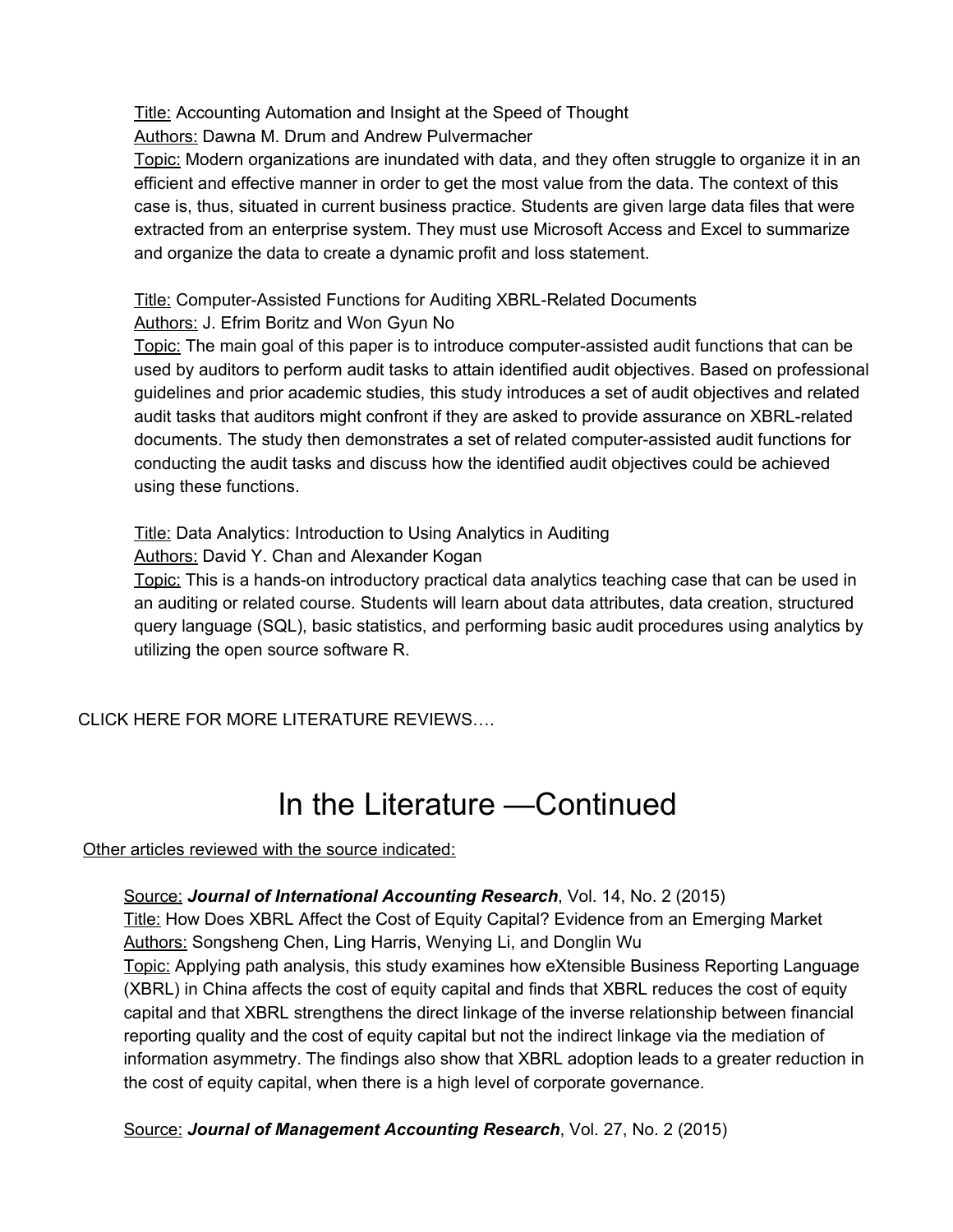Title: Accounting Automation and Insight at the Speed of Thought
Authors: Dawna M. Drum and Andrew Pulvermacher
Topic: Modern organizations are inundated with data, and they often struggle to organize it in an efficient and effective manner in order to get the most value from the data. The context of this case is, thus, situated in current business practice. Students are given large data files that were extracted from an enterprise system. They must use Microsoft Access and Excel to summarize and organize the data to create a dynamic profit and loss statement.

Title: Computer-Assisted Functions for Auditing XBRL-Related Documents
Authors: J. Efrim Boritz and Won Gyun No
Topic: The main goal of this paper is to introduce computer-assisted audit functions that can be used by auditors to perform audit tasks to attain identified audit objectives. Based on professional guidelines and prior academic studies, this study introduces a set of audit objectives and related audit tasks that auditors might confront if they are asked to provide assurance on XBRL-related documents. The study then demonstrates a set of related computer-assisted audit functions for conducting the audit tasks and discuss how the identified audit objectives could be achieved using these functions.

Title: Data Analytics: Introduction to Using Analytics in Auditing
Authors: David Y. Chan and Alexander Kogan
Topic: This is a hands-on introductory practical data analytics teaching case that can be used in an auditing or related course. Students will learn about data attributes, data creation, structured query language (SQL), basic statistics, and performing basic audit procedures using analytics by utilizing the open source software R.

CLICK HERE FOR MORE LITERATURE REVIEWS….

# In the Literature —Continued

Other articles reviewed with the source indicated:

Source: ***Journal of International Accounting Research***, Vol. 14, No. 2 (2015)
Title: How Does XBRL Affect the Cost of Equity Capital? Evidence from an Emerging Market
Authors: Songsheng Chen, Ling Harris, Wenying Li, and Donglin Wu
Topic: Applying path analysis, this study examines how eXtensible Business Reporting Language (XBRL) in China affects the cost of equity capital and finds that XBRL reduces the cost of equity capital and that XBRL strengthens the direct linkage of the inverse relationship between financial reporting quality and the cost of equity capital but not the indirect linkage via the mediation of information asymmetry. The findings also show that XBRL adoption leads to a greater reduction in the cost of equity capital, when there is a high level of corporate governance.

Source: ***Journal of Management Accounting Research***, Vol. 27, No. 2 (2015)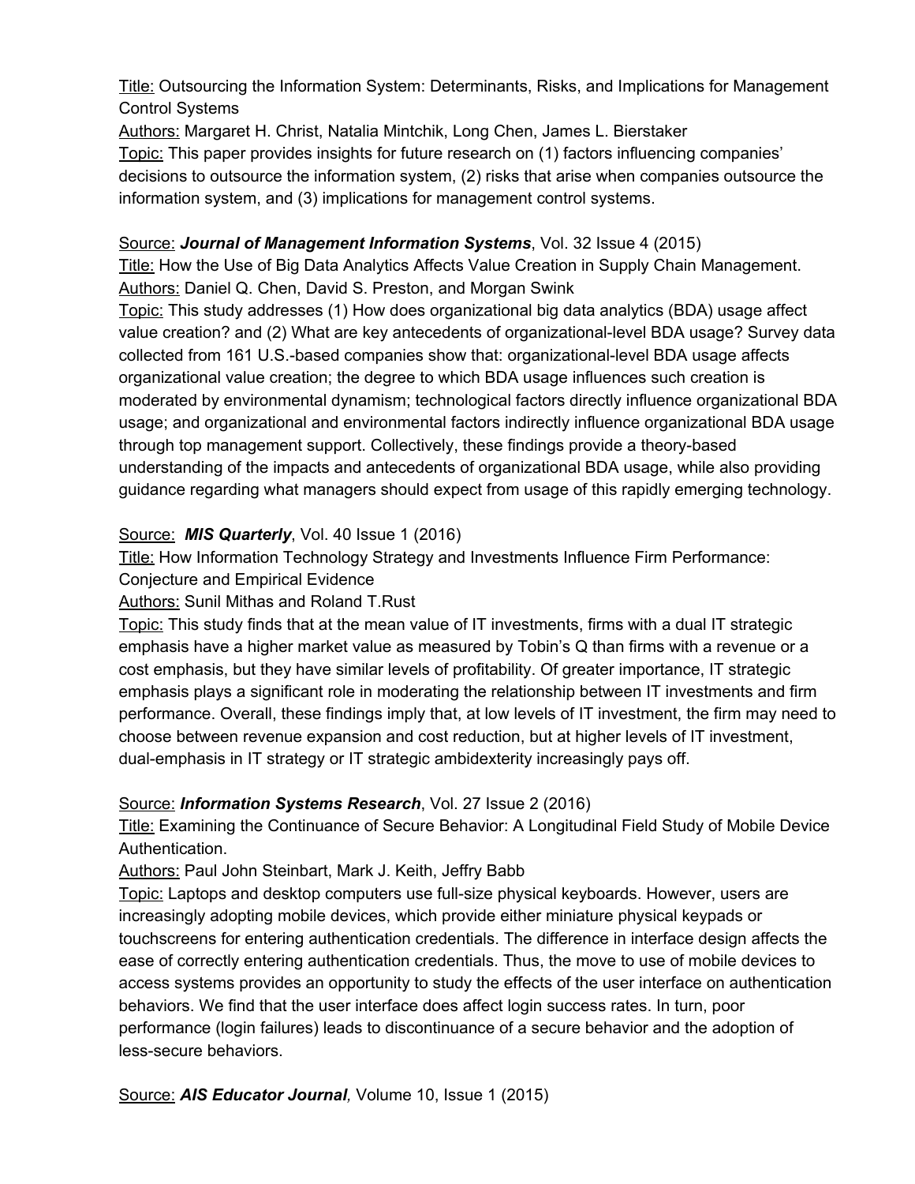<u>Title:</u> Outsourcing the Information System: Determinants, Risks, and Implications for Management Control Systems

<u>Authors:</u> Margaret H. Christ, Natalia Mintchik, Long Chen, James L. Bierstaker

<u>Topic:</u> This paper provides insights for future research on (1) factors influencing companies' decisions to outsource the information system, (2) risks that arise when companies outsource the information system, and (3) implications for management control systems.

<u>Source:</u> ***Journal of Management Information Systems***, Vol. 32 Issue 4 (2015)

<u>Title:</u> How the Use of Big Data Analytics Affects Value Creation in Supply Chain Management.

<u>Authors:</u> Daniel Q. Chen, David S. Preston, and Morgan Swink

<u>Topic:</u> This study addresses (1) How does organizational big data analytics (BDA) usage affect value creation? and (2) What are key antecedents of organizational-level BDA usage? Survey data collected from 161 U.S.-based companies show that: organizational-level BDA usage affects organizational value creation; the degree to which BDA usage influences such creation is moderated by environmental dynamism; technological factors directly influence organizational BDA usage; and organizational and environmental factors indirectly influence organizational BDA usage through top management support. Collectively, these findings provide a theory-based understanding of the impacts and antecedents of organizational BDA usage, while also providing guidance regarding what managers should expect from usage of this rapidly emerging technology.

<u>Source:</u> ***MIS Quarterly***, Vol. 40 Issue 1 (2016)

<u>Title:</u> How Information Technology Strategy and Investments Influence Firm Performance: Conjecture and Empirical Evidence

<u>Authors:</u> Sunil Mithas and Roland T.Rust

<u>Topic:</u> This study finds that at the mean value of IT investments, firms with a dual IT strategic emphasis have a higher market value as measured by Tobin's Q than firms with a revenue or a cost emphasis, but they have similar levels of profitability. Of greater importance, IT strategic emphasis plays a significant role in moderating the relationship between IT investments and firm performance. Overall, these findings imply that, at low levels of IT investment, the firm may need to choose between revenue expansion and cost reduction, but at higher levels of IT investment, dual-emphasis in IT strategy or IT strategic ambidexterity increasingly pays off.

<u>Source:</u> ***Information Systems Research***, Vol. 27 Issue 2 (2016)

<u>Title:</u> Examining the Continuance of Secure Behavior: A Longitudinal Field Study of Mobile Device Authentication.

<u>Authors:</u> Paul John Steinbart, Mark J. Keith, Jeffry Babb

<u>Topic:</u> Laptops and desktop computers use full-size physical keyboards. However, users are increasingly adopting mobile devices, which provide either miniature physical keypads or touchscreens for entering authentication credentials. The difference in interface design affects the ease of correctly entering authentication credentials. Thus, the move to use of mobile devices to access systems provides an opportunity to study the effects of the user interface on authentication behaviors. We find that the user interface does affect login success rates. In turn, poor performance (login failures) leads to discontinuance of a secure behavior and the adoption of less-secure behaviors.

<u>Source:</u> ***AIS Educator Journal,*** Volume 10, Issue 1 (2015)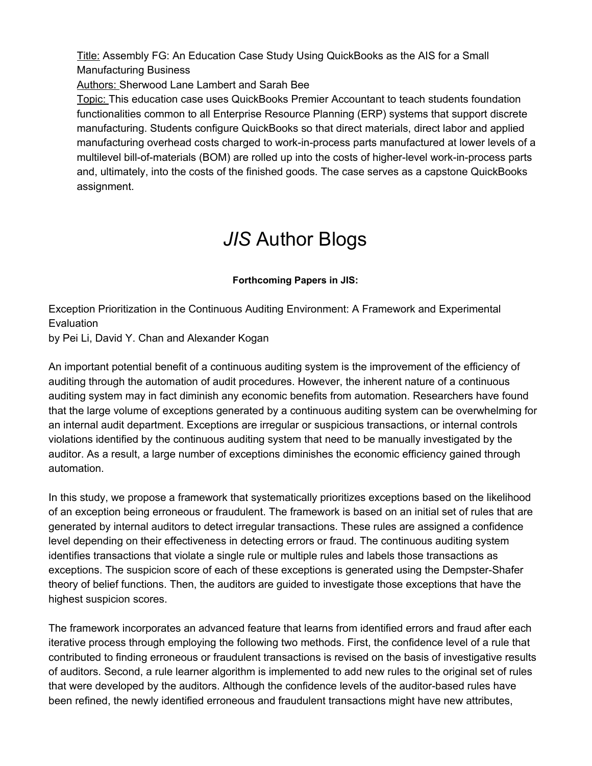Title: Assembly FG: An Education Case Study Using QuickBooks as the AIS for a Small Manufacturing Business

Authors: Sherwood Lane Lambert and Sarah Bee

Topic: This education case uses QuickBooks Premier Accountant to teach students foundation functionalities common to all Enterprise Resource Planning (ERP) systems that support discrete manufacturing. Students configure QuickBooks so that direct materials, direct labor and applied manufacturing overhead costs charged to work-in-process parts manufactured at lower levels of a multilevel bill-of-materials (BOM) are rolled up into the costs of higher-level work-in-process parts and, ultimately, into the costs of the finished goods. The case serves as a capstone QuickBooks assignment.

# *JIS* Author Blogs

**Forthcoming Papers in JIS:**

Exception Prioritization in the Continuous Auditing Environment: A Framework and Experimental Evaluation

by Pei Li, David Y. Chan and Alexander Kogan

An important potential benefit of a continuous auditing system is the improvement of the efficiency of auditing through the automation of audit procedures. However, the inherent nature of a continuous auditing system may in fact diminish any economic benefits from automation. Researchers have found that the large volume of exceptions generated by a continuous auditing system can be overwhelming for an internal audit department. Exceptions are irregular or suspicious transactions, or internal controls violations identified by the continuous auditing system that need to be manually investigated by the auditor. As a result, a large number of exceptions diminishes the economic efficiency gained through automation.

In this study, we propose a framework that systematically prioritizes exceptions based on the likelihood of an exception being erroneous or fraudulent. The framework is based on an initial set of rules that are generated by internal auditors to detect irregular transactions. These rules are assigned a confidence level depending on their effectiveness in detecting errors or fraud. The continuous auditing system identifies transactions that violate a single rule or multiple rules and labels those transactions as exceptions. The suspicion score of each of these exceptions is generated using the Dempster-Shafer theory of belief functions. Then, the auditors are guided to investigate those exceptions that have the highest suspicion scores.

The framework incorporates an advanced feature that learns from identified errors and fraud after each iterative process through employing the following two methods. First, the confidence level of a rule that contributed to finding erroneous or fraudulent transactions is revised on the basis of investigative results of auditors. Second, a rule learner algorithm is implemented to add new rules to the original set of rules that were developed by the auditors. Although the confidence levels of the auditor-based rules have been refined, the newly identified erroneous and fraudulent transactions might have new attributes,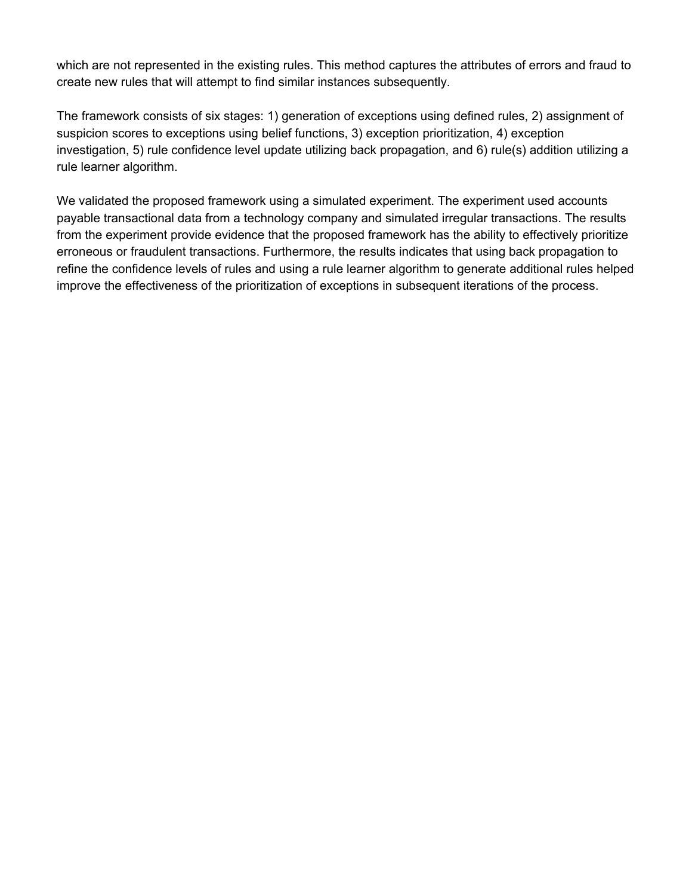which are not represented in the existing rules. This method captures the attributes of errors and fraud to create new rules that will attempt to find similar instances subsequently.

The framework consists of six stages: 1) generation of exceptions using defined rules, 2) assignment of suspicion scores to exceptions using belief functions, 3) exception prioritization, 4) exception investigation, 5) rule confidence level update utilizing back propagation, and 6) rule(s) addition utilizing a rule learner algorithm.

We validated the proposed framework using a simulated experiment. The experiment used accounts payable transactional data from a technology company and simulated irregular transactions. The results from the experiment provide evidence that the proposed framework has the ability to effectively prioritize erroneous or fraudulent transactions. Furthermore, the results indicates that using back propagation to refine the confidence levels of rules and using a rule learner algorithm to generate additional rules helped improve the effectiveness of the prioritization of exceptions in subsequent iterations of the process.